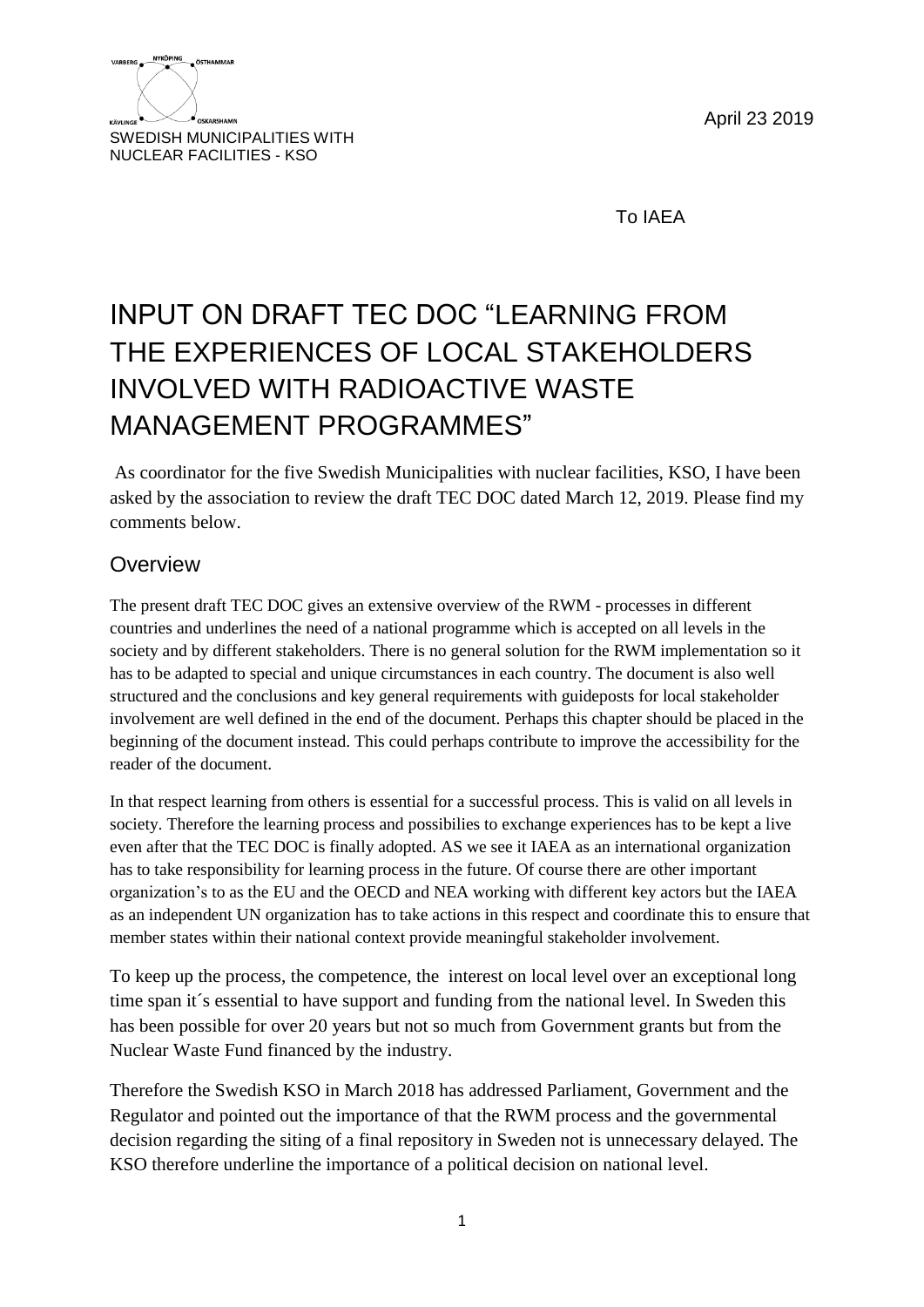VARBERG NYKÖPING ÖSTHAMMAR

KÄVLINGE OSKARSHAMN

SWEDISH MUNICIPALITIES WITH NUCLEAR FACILITIES - KSO

April 23 2019

To IAEA

# INPUT ON DRAFT TEC DOC "LEARNING FROM THE EXPERIENCES OF LOCAL STAKEHOLDERS INVOLVED WITH RADIOACTIVE WASTE MANAGEMENT PROGRAMMES"

As coordinator for the five Swedish Municipalities with nuclear facilities, KSO, I have been asked by the association to review the draft TEC DOC dated March 12, 2019. Please find my comments below.

## Overview

The present draft TEC DOC gives an extensive overview of the RWM - processes in different countries and underlines the need of a national programme which is accepted on all levels in the society and by different stakeholders. There is no general solution for the RWM implementation so it has to be adapted to special and unique circumstances in each country. The document is also well structured and the conclusions and key general requirements with guideposts for local stakeholder involvement are well defined in the end of the document. Perhaps this chapter should be placed in the beginning of the document instead. This could perhaps contribute to improve the accessibility for the reader of the document.

In that respect learning from others is essential for a successful process. This is valid on all levels in society. Therefore the learning process and possibilies to exchange experiences has to be kept a live even after that the TEC DOC is finally adopted. AS we see it IAEA as an international organization has to take responsibility for learning process in the future. Of course there are other important organization's to as the EU and the OECD and NEA working with different key actors but the IAEA as an independent UN organization has to take actions in this respect and coordinate this to ensure that member states within their national context provide meaningful stakeholder involvement.

To keep up the process, the competence, the interest on local level over an exceptional long time span it´s essential to have support and funding from the national level. In Sweden this has been possible for over 20 years but not so much from Government grants but from the Nuclear Waste Fund financed by the industry.

Therefore the Swedish KSO in March 2018 has addressed Parliament, Government and the Regulator and pointed out the importance of that the RWM process and the governmental decision regarding the siting of a final repository in Sweden not is unnecessary delayed. The KSO therefore underline the importance of a political decision on national level.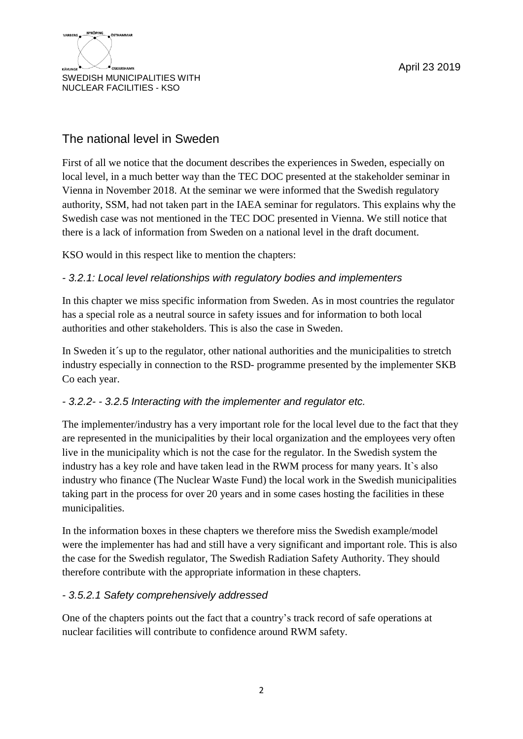April 23 2019

SWEDISH MUNICIPALITIES WITH NUCLEAR FACILITIES - KSO

## The national level in Sweden

First of all we notice that the document describes the experiences in Sweden, especially on local level, in a much better way than the TEC DOC presented at the stakeholder seminar in Vienna in November 2018. At the seminar we were informed that the Swedish regulatory authority, SSM, had not taken part in the IAEA seminar for regulators. This explains why the Swedish case was not mentioned in the TEC DOC presented in Vienna. We still notice that there is a lack of information from Sweden on a national level in the draft document.

KSO would in this respect like to mention the chapters:

### - *3.2.1: Local level relationships with regulatory bodies and implementers*

In this chapter we miss specific information from Sweden. As in most countries the regulator has a special role as a neutral source in safety issues and for information to both local authorities and other stakeholders. This is also the case in Sweden.

In Sweden it´s up to the regulator, other national authorities and the municipalities to stretch industry especially in connection to the RSD- programme presented by the implementer SKB Co each year.

### - *3.2.2- - 3.2.5 Interacting with the implementer and regulator etc.*

The implementer/industry has a very important role for the local level due to the fact that they are represented in the municipalities by their local organization and the employees very often live in the municipality which is not the case for the regulator. In the Swedish system the industry has a key role and have taken lead in the RWM process for many years. It`s also industry who finance (The Nuclear Waste Fund) the local work in the Swedish municipalities taking part in the process for over 20 years and in some cases hosting the facilities in these municipalities.

In the information boxes in these chapters we therefore miss the Swedish example/model were the implementer has had and still have a very significant and important role. This is also the case for the Swedish regulator, The Swedish Radiation Safety Authority. They should therefore contribute with the appropriate information in these chapters.

### - *3.5.2.1 Safety comprehensively addressed*

One of the chapters points out the fact that a country's track record of safe operations at nuclear facilities will contribute to confidence around RWM safety.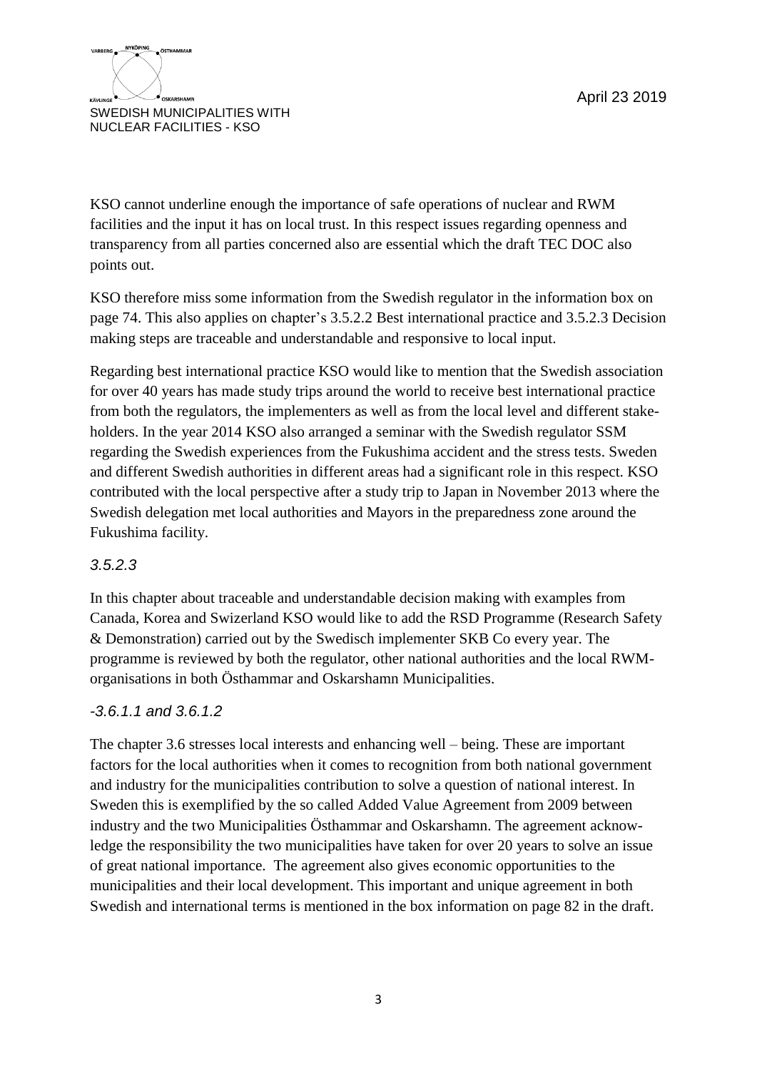KSO cannot underline enough the importance of safe operations of nuclear and RWM facilities and the input it has on local trust. In this respect issues regarding openness and transparency from all parties concerned also are essential which the draft TEC DOC also points out.

KSO therefore miss some information from the Swedish regulator in the information box on page 74. This also applies on chapter's 3.5.2.2 Best international practice and 3.5.2.3 Decision making steps are traceable and understandable and responsive to local input.

Regarding best international practice KSO would like to mention that the Swedish association for over 40 years has made study trips around the world to receive best international practice from both the regulators, the implementers as well as from the local level and different stake-holders. In the year 2014 KSO also arranged a seminar with the Swedish regulator SSM regarding the Swedish experiences from the Fukushima accident and the stress tests. Sweden and different Swedish authorities in different areas had a significant role in this respect. KSO contributed with the local perspective after a study trip to Japan in November 2013 where the Swedish delegation met local authorities and Mayors in the preparedness zone around the Fukushima facility.

*3.5.2.3*

In this chapter about traceable and understandable decision making with examples from Canada, Korea and Swizerland KSO would like to add the RSD Programme (Research Safety & Demonstration) carried out by the Swedisch implementer SKB Co every year. The programme is reviewed by both the regulator, other national authorities and the local RWM-organisations in both Östhammar and Oskarshamn Municipalities.

*-3.6.1.1 and 3.6.1.2*

The chapter 3.6 stresses local interests and enhancing well – being. These are important factors for the local authorities when it comes to recognition from both national government and industry for the municipalities contribution to solve a question of national interest. In Sweden this is exemplified by the so called Added Value Agreement from 2009 between industry and the two Municipalities Östhammar and Oskarshamn. The agreement acknow-ledge the responsibility the two municipalities have taken for over 20 years to solve an issue of great national importance. The agreement also gives economic opportunities to the municipalities and their local development. This important and unique agreement in both Swedish and international terms is mentioned in the box information on page 82 in the draft.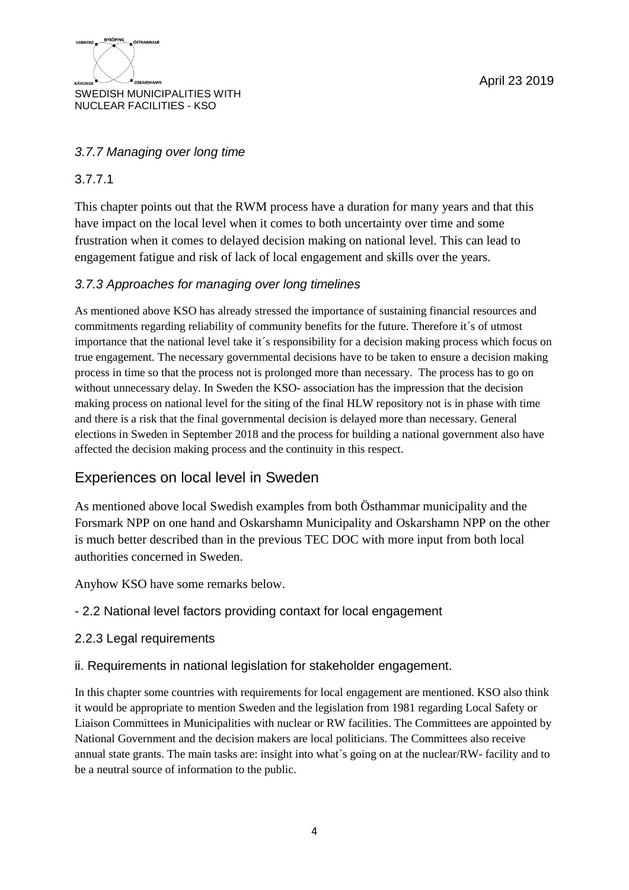*3.7.7 Managing over long time*

3.7.7.1

This chapter points out that the RWM process have a duration for many years and that this have impact on the local level when it comes to both uncertainty over time and some frustration when it comes to delayed decision making on national level. This can lead to engagement fatigue and risk of lack of local engagement and skills over the years.

*3.7.3 Approaches for managing over long timelines*

As mentioned above KSO has already stressed the importance of sustaining financial resources and commitments regarding reliability of community benefits for the future. Therefore it´s of utmost importance that the national level take it´s responsibility for a decision making process which focus on true engagement. The necessary governmental decisions have to be taken to ensure a decision making process in time so that the process not is prolonged more than necessary. The process has to go on without unnecessary delay. In Sweden the KSO- association has the impression that the decision making process on national level for the siting of the final HLW repository not is in phase with time and there is a risk that the final governmental decision is delayed more than necessary. General elections in Sweden in September 2018 and the process for building a national government also have affected the decision making process and the continuity in this respect.

## Experiences on local level in Sweden

As mentioned above local Swedish examples from both Östhammar municipality and the Forsmark NPP on one hand and Oskarshamn Municipality and Oskarshamn NPP on the other is much better described than in the previous TEC DOC with more input from both local authorities concerned in Sweden.

Anyhow KSO have some remarks below.

- 2.2 National level factors providing contaxt for local engagement

2.2.3 Legal requirements

ii. Requirements in national legislation for stakeholder engagement.

In this chapter some countries with requirements for local engagement are mentioned. KSO also think it would be appropriate to mention Sweden and the legislation from 1981 regarding Local Safety or Liaison Committees in Municipalities with nuclear or RW facilities. The Committees are appointed by National Government and the decision makers are local politicians. The Committees also receive annual state grants. The main tasks are: insight into what´s going on at the nuclear/RW- facility and to be a neutral source of information to the public.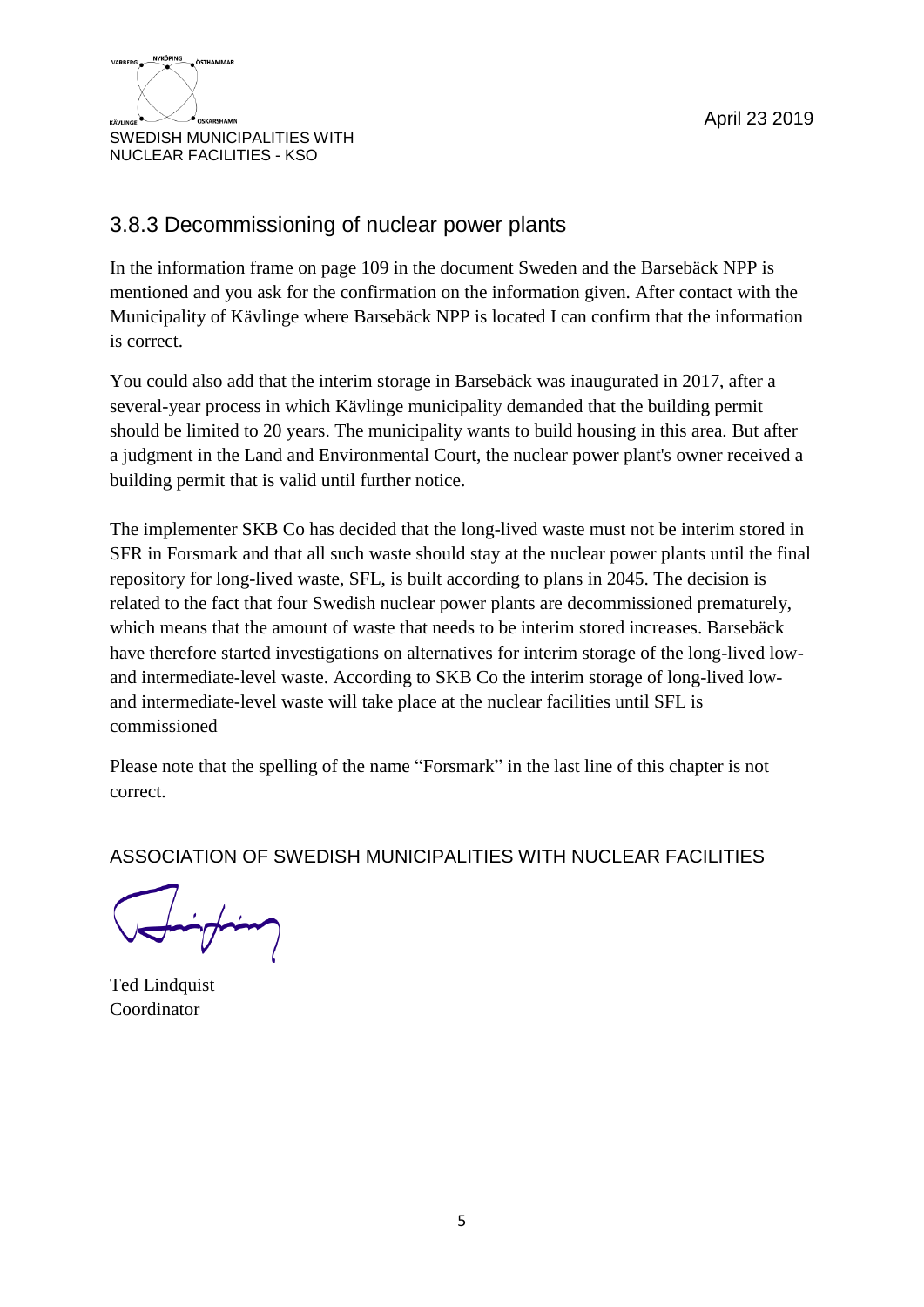VARBERG NYKÖPING ÖSTHAMMAR

KÄVLINGE OSKARSHAMN

SWEDISH MUNICIPALITIES WITH NUCLEAR FACILITIES - KSO

April 23 2019

### 3.8.3 Decommissioning of nuclear power plants

In the information frame on page 109 in the document Sweden and the Barsebäck NPP is mentioned and you ask for the confirmation on the information given. After contact with the Municipality of Kävlinge where Barsebäck NPP is located I can confirm that the information is correct.

You could also add that the interim storage in Barsebäck was inaugurated in 2017, after a several-year process in which Kävlinge municipality demanded that the building permit should be limited to 20 years. The municipality wants to build housing in this area. But after a judgment in the Land and Environmental Court, the nuclear power plant's owner received a building permit that is valid until further notice.

The implementer SKB Co has decided that the long-lived waste must not be interim stored in SFR in Forsmark and that all such waste should stay at the nuclear power plants until the final repository for long-lived waste, SFL, is built according to plans in 2045. The decision is related to the fact that four Swedish nuclear power plants are decommissioned prematurely, which means that the amount of waste that needs to be interim stored increases. Barsebäck have therefore started investigations on alternatives for interim storage of the long-lived low- and intermediate-level waste. According to SKB Co the interim storage of long-lived low- and intermediate-level waste will take place at the nuclear facilities until SFL is commissioned

Please note that the spelling of the name "Forsmark" in the last line of this chapter is not correct.

ASSOCIATION OF SWEDISH MUNICIPALITIES WITH NUCLEAR FACILITIES

Ted Lindquist
Coordinator